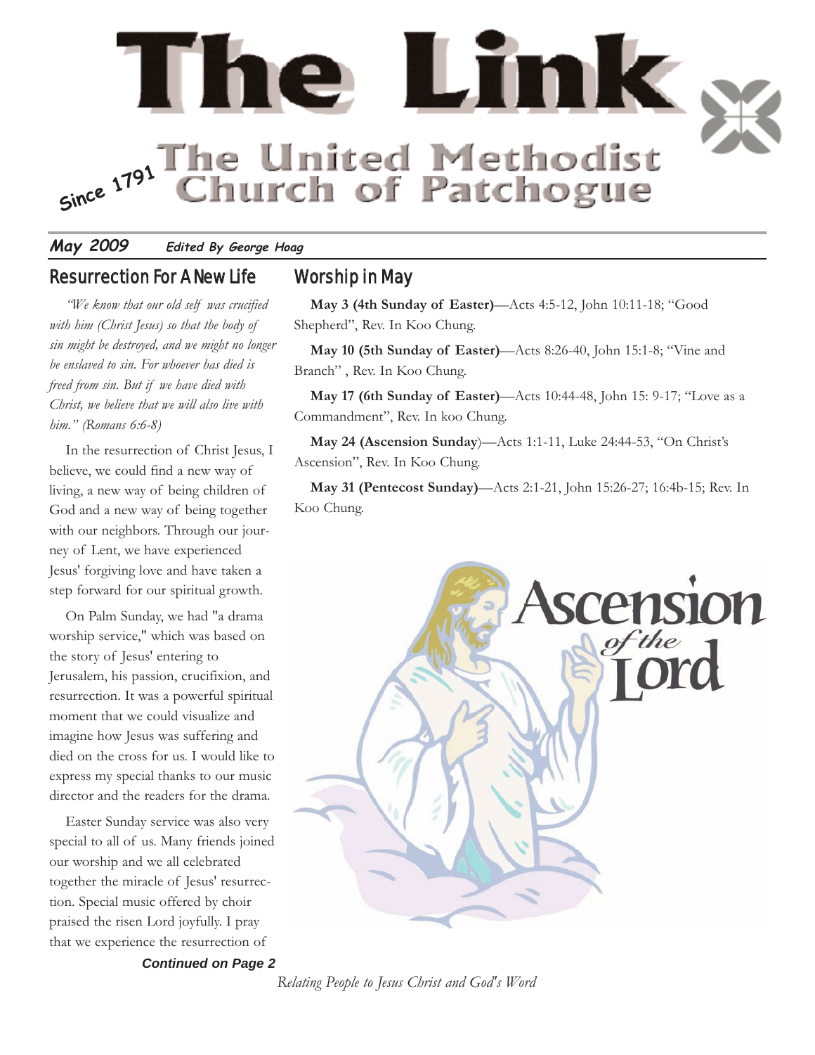# The Link

## The United Methodist Church of Patchogue

Since 1791

**May 2009** ***Edited By George Hoag***

## Resurrection For A New Life

*"We know that our old self was crucified with him (Christ Jesus) so that the body of sin might be destroyed, and we might no longer be enslaved to sin. For whoever has died is freed from sin. But if we have died with Christ, we believe that we will also live with him." (Romans 6:6-8)*

In the resurrection of Christ Jesus, I believe, we could find a new way of living, a new way of being children of God and a new way of being together with our neighbors. Through our journey of Lent, we have experienced Jesus' forgiving love and have taken a step forward for our spiritual growth.

On Palm Sunday, we had "a drama worship service," which was based on the story of Jesus' entering to Jerusalem, his passion, crucifixion, and resurrection. It was a powerful spiritual moment that we could visualize and imagine how Jesus was suffering and died on the cross for us. I would like to express my special thanks to our music director and the readers for the drama.

Easter Sunday service was also very special to all of us. Many friends joined our worship and we all celebrated together the miracle of Jesus' resurrection. Special music offered by choir praised the risen Lord joyfully. I pray that we experience the resurrection of

***Continued on Page 2***

## Worship in May

**May 3 (4th Sunday of Easter)**—Acts 4:5-12, John 10:11-18; "Good Shepherd", Rev. In Koo Chung.

**May 10 (5th Sunday of Easter)**—Acts 8:26-40, John 15:1-8; "Vine and Branch" , Rev. In Koo Chung.

**May 17 (6th Sunday of Easter)**—Acts 10:44-48, John 15: 9-17; "Love as a Commandment", Rev. In koo Chung.

**May 24 (Ascension Sunday**)—Acts 1:1-11, Luke 24:44-53, "On Christ's Ascension", Rev. In Koo Chung.

**May 31 (Pentecost Sunday)**—Acts 2:1-21, John 15:26-27; 16:4b-15; Rev. In Koo Chung.

Ascension of the Lord

*Relating People to Jesus Christ and God's Word*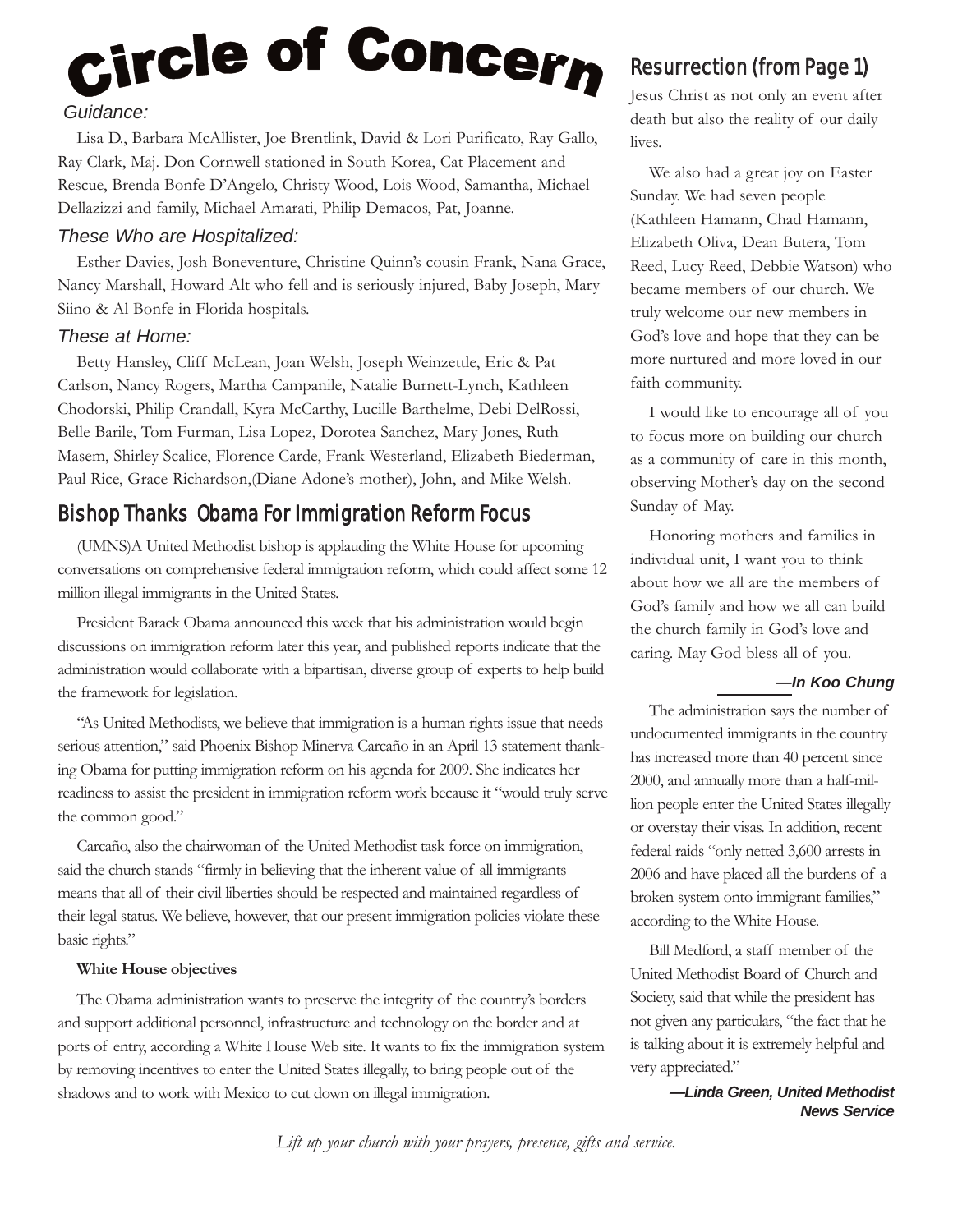# Circle of Concern

*Guidance:*

Lisa D., Barbara McAllister, Joe Brentlink, David & Lori Purificato, Ray Gallo, Ray Clark, Maj. Don Cornwell stationed in South Korea, Cat Placement and Rescue, Brenda Bonfe D'Angelo, Christy Wood, Lois Wood, Samantha, Michael Dellazizzi and family, Michael Amarati, Philip Demacos, Pat, Joanne.

*These Who are Hospitalized:*

Esther Davies, Josh Boneventure, Christine Quinn's cousin Frank, Nana Grace, Nancy Marshall, Howard Alt who fell and is seriously injured, Baby Joseph, Mary Siino & Al Bonfe in Florida hospitals.

*These at Home:*

Betty Hansley, Cliff McLean, Joan Welsh, Joseph Weinzettle, Eric & Pat Carlson, Nancy Rogers, Martha Campanile, Natalie Burnett-Lynch, Kathleen Chodorski, Philip Crandall, Kyra McCarthy, Lucille Barthelme, Debi DelRossi, Belle Barile, Tom Furman, Lisa Lopez, Dorotea Sanchez, Mary Jones, Ruth Masem, Shirley Scalice, Florence Carde, Frank Westerland, Elizabeth Biederman, Paul Rice, Grace Richardson,(Diane Adone's mother), John, and Mike Welsh.

## Bishop Thanks Obama For Immigration Reform Focus

(UMNS)A United Methodist bishop is applauding the White House for upcoming conversations on comprehensive federal immigration reform, which could affect some 12 million illegal immigrants in the United States.

President Barack Obama announced this week that his administration would begin discussions on immigration reform later this year, and published reports indicate that the administration would collaborate with a bipartisan, diverse group of experts to help build the framework for legislation.

"As United Methodists, we believe that immigration is a human rights issue that needs serious attention," said Phoenix Bishop Minerva Carcaño in an April 13 statement thanking Obama for putting immigration reform on his agenda for 2009. She indicates her readiness to assist the president in immigration reform work because it "would truly serve the common good."

Carcaño, also the chairwoman of the United Methodist task force on immigration, said the church stands "firmly in believing that the inherent value of all immigrants means that all of their civil liberties should be respected and maintained regardless of their legal status. We believe, however, that our present immigration policies violate these basic rights."

**White House objectives**

The Obama administration wants to preserve the integrity of the country's borders and support additional personnel, infrastructure and technology on the border and at ports of entry, according a White House Web site. It wants to fix the immigration system by removing incentives to enter the United States illegally, to bring people out of the shadows and to work with Mexico to cut down on illegal immigration.

The administration says the number of undocumented immigrants in the country has increased more than 40 percent since 2000, and annually more than a half-million people enter the United States illegally or overstay their visas. In addition, recent federal raids "only netted 3,600 arrests in 2006 and have placed all the burdens of a broken system onto immigrant families," according to the White House.

Bill Medford, a staff member of the United Methodist Board of Church and Society, said that while the president has not given any particulars, "the fact that he is talking about it is extremely helpful and very appreciated."

***—Linda Green, United Methodist News Service***

## Resurrection (from Page 1)

Jesus Christ as not only an event after death but also the reality of our daily lives.

We also had a great joy on Easter Sunday. We had seven people (Kathleen Hamann, Chad Hamann, Elizabeth Oliva, Dean Butera, Tom Reed, Lucy Reed, Debbie Watson) who became members of our church. We truly welcome our new members in God's love and hope that they can be more nurtured and more loved in our faith community.

I would like to encourage all of you to focus more on building our church as a community of care in this month, observing Mother's day on the second Sunday of May.

Honoring mothers and families in individual unit, I want you to think about how we all are the members of God's family and how we all can build the church family in God's love and caring. May God bless all of you.

***—In Koo Chung***

*Lift up your church with your prayers, presence, gifts and service.*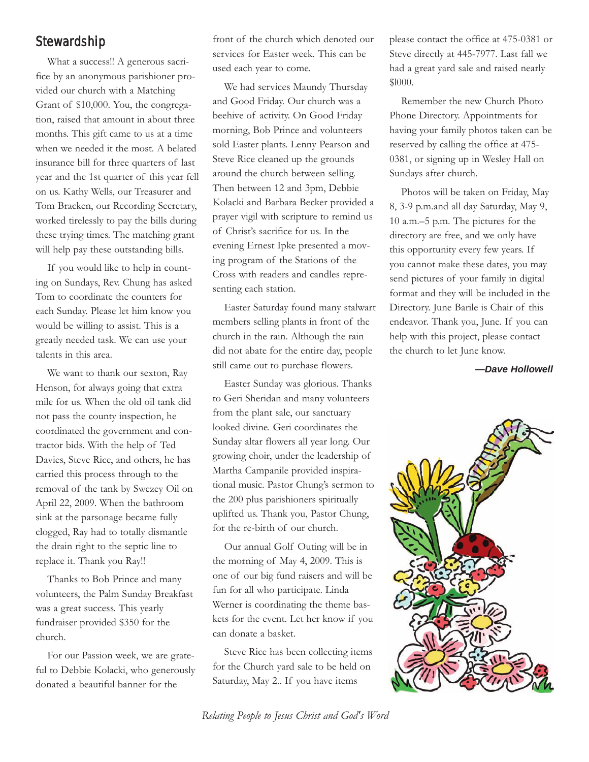## Stewardship

What a success!! A generous sacrifice by an anonymous parishioner provided our church with a Matching Grant of $10,000. You, the congregation, raised that amount in about three months. This gift came to us at a time when we needed it the most. A belated insurance bill for three quarters of last year and the 1st quarter of this year fell on us. Kathy Wells, our Treasurer and Tom Bracken, our Recording Secretary, worked tirelessly to pay the bills during these trying times. The matching grant will help pay these outstanding bills.

If you would like to help in counting on Sundays, Rev. Chung has asked Tom to coordinate the counters for each Sunday. Please let him know you would be willing to assist. This is a greatly needed task. We can use your talents in this area.

We want to thank our sexton, Ray Henson, for always going that extra mile for us. When the old oil tank did not pass the county inspection, he coordinated the government and contractor bids. With the help of Ted Davies, Steve Rice, and others, he has carried this process through to the removal of the tank by Swezey Oil on April 22, 2009. When the bathroom sink at the parsonage became fully clogged, Ray had to totally dismantle the drain right to the septic line to replace it. Thank you Ray!!

Thanks to Bob Prince and many volunteers, the Palm Sunday Breakfast was a great success. This yearly fundraiser provided $350 for the church.

For our Passion week, we are grateful to Debbie Kolacki, who generously donated a beautiful banner for the front of the church which denoted our services for Easter week. This can be used each year to come.

We had services Maundy Thursday and Good Friday. Our church was a beehive of activity. On Good Friday morning, Bob Prince and volunteers sold Easter plants. Lenny Pearson and Steve Rice cleaned up the grounds around the church between selling. Then between 12 and 3pm, Debbie Kolacki and Barbara Becker provided a prayer vigil with scripture to remind us of Christ's sacrifice for us. In the evening Ernest Ipke presented a moving program of the Stations of the Cross with readers and candles representing each station.

Easter Saturday found many stalwart members selling plants in front of the church in the rain. Although the rain did not abate for the entire day, people still came out to purchase flowers.

Easter Sunday was glorious. Thanks to Geri Sheridan and many volunteers from the plant sale, our sanctuary looked divine. Geri coordinates the Sunday altar flowers all year long. Our growing choir, under the leadership of Martha Campanile provided inspirational music. Pastor Chung's sermon to the 200 plus parishioners spiritually uplifted us. Thank you, Pastor Chung, for the re-birth of our church.

Our annual Golf Outing will be in the morning of May 4, 2009. This is one of our big fund raisers and will be fun for all who participate. Linda Werner is coordinating the theme baskets for the event. Let her know if you can donate a basket.

Steve Rice has been collecting items for the Church yard sale to be held on Saturday, May 2.. If you have items please contact the office at 475-0381 or Steve directly at 445-7977. Last fall we had a great yard sale and raised nearly $1000.

Remember the new Church Photo Phone Directory. Appointments for having your family photos taken can be reserved by calling the office at 475-0381, or signing up in Wesley Hall on Sundays after church.

Photos will be taken on Friday, May 8, 3-9 p.m.and all day Saturday, May 9, 10 a.m.–5 p.m. The pictures for the directory are free, and we only have this opportunity every few years. If you cannot make these dates, you may send pictures of your family in digital format and they will be included in the Directory. June Barile is Chair of this endeavor. Thank you, June. If you can help with this project, please contact the church to let June know.

***—Dave Hollowell***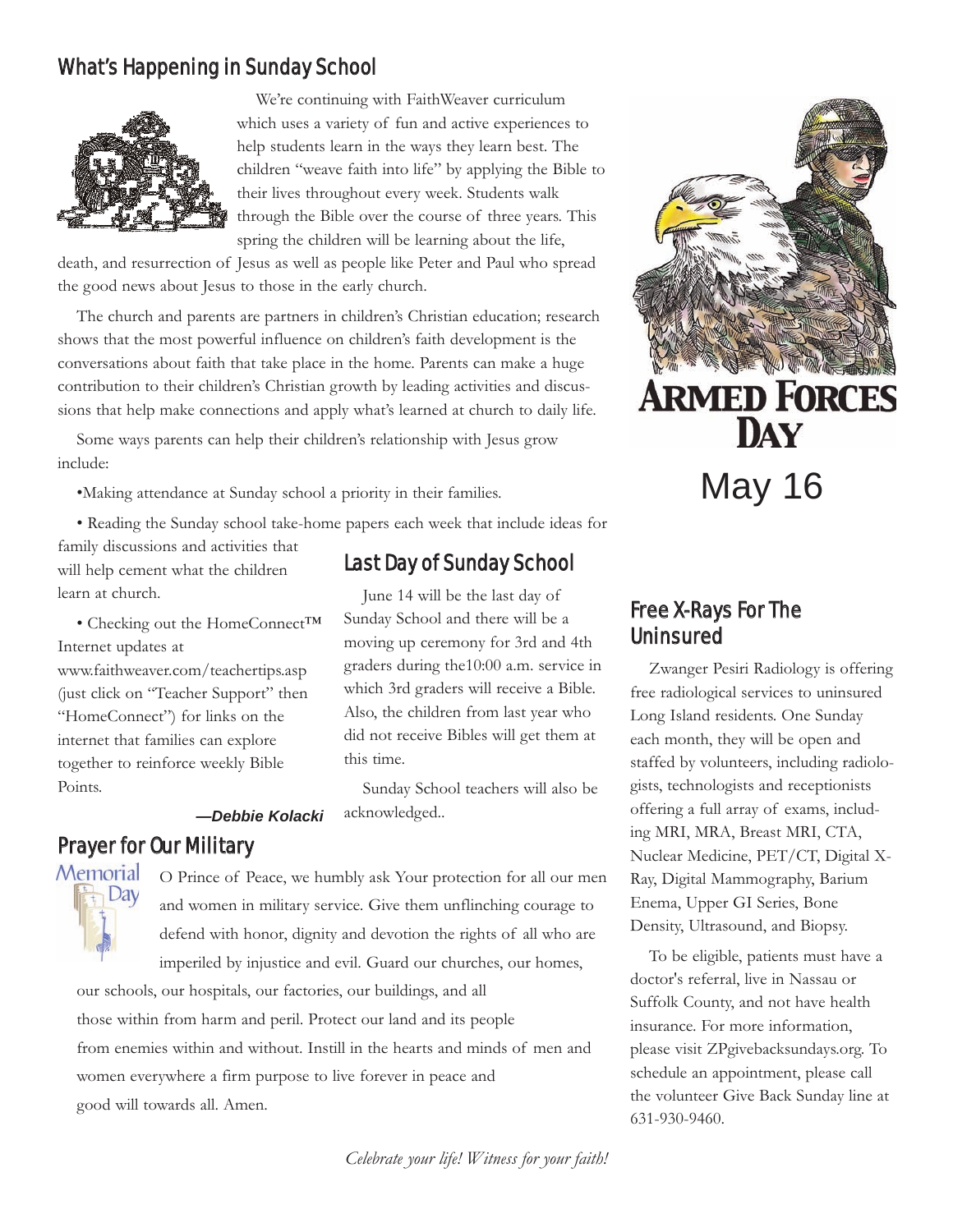## What's Happening in Sunday School

We're continuing with FaithWeaver curriculum which uses a variety of fun and active experiences to help students learn in the ways they learn best. The children "weave faith into life" by applying the Bible to their lives throughout every week. Students walk through the Bible over the course of three years. This spring the children will be learning about the life, death, and resurrection of Jesus as well as people like Peter and Paul who spread the good news about Jesus to those in the early church.

The church and parents are partners in children's Christian education; research shows that the most powerful influence on children's faith development is the conversations about faith that take place in the home. Parents can make a huge contribution to their children's Christian growth by leading activities and discussions that help make connections and apply what's learned at church to daily life.

Some ways parents can help their children's relationship with Jesus grow include:

•Making attendance at Sunday school a priority in their families.

• Reading the Sunday school take-home papers each week that include ideas for family discussions and activities that will help cement what the children learn at church.

• Checking out the HomeConnect™ Internet updates at www.faithweaver.com/teachertips.asp (just click on "Teacher Support" then "HomeConnect") for links on the internet that families can explore together to reinforce weekly Bible Points.

***—Debbie Kolacki***

## Last Day of Sunday School

June 14 will be the last day of Sunday School and there will be a moving up ceremony for 3rd and 4th graders during the10:00 a.m. service in which 3rd graders will receive a Bible. Also, the children from last year who did not receive Bibles will get them at this time.

Sunday School teachers will also be acknowledged..

## Prayer for Our Military

Memorial Day

O Prince of Peace, we humbly ask Your protection for all our men and women in military service. Give them unflinching courage to defend with honor, dignity and devotion the rights of all who are imperiled by injustice and evil. Guard our churches, our homes, our schools, our hospitals, our factories, our buildings, and all those within from harm and peril. Protect our land and its people from enemies within and without. Instill in the hearts and minds of men and women everywhere a firm purpose to live forever in peace and good will towards all. Amen.

## Armed Forces Day

May 16

## Free X-Rays For The Uninsured

Zwanger Pesiri Radiology is offering free radiological services to uninsured Long Island residents. One Sunday each month, they will be open and staffed by volunteers, including radiologists, technologists and receptionists offering a full array of exams, including MRI, MRA, Breast MRI, CTA, Nuclear Medicine, PET/CT, Digital X-Ray, Digital Mammography, Barium Enema, Upper GI Series, Bone Density, Ultrasound, and Biopsy.

To be eligible, patients must have a doctor's referral, live in Nassau or Suffolk County, and not have health insurance. For more information, please visit ZPgivebacksundays.org. To schedule an appointment, please call the volunteer Give Back Sunday line at 631-930-9460.

*Celebrate your life! Witness for your faith!*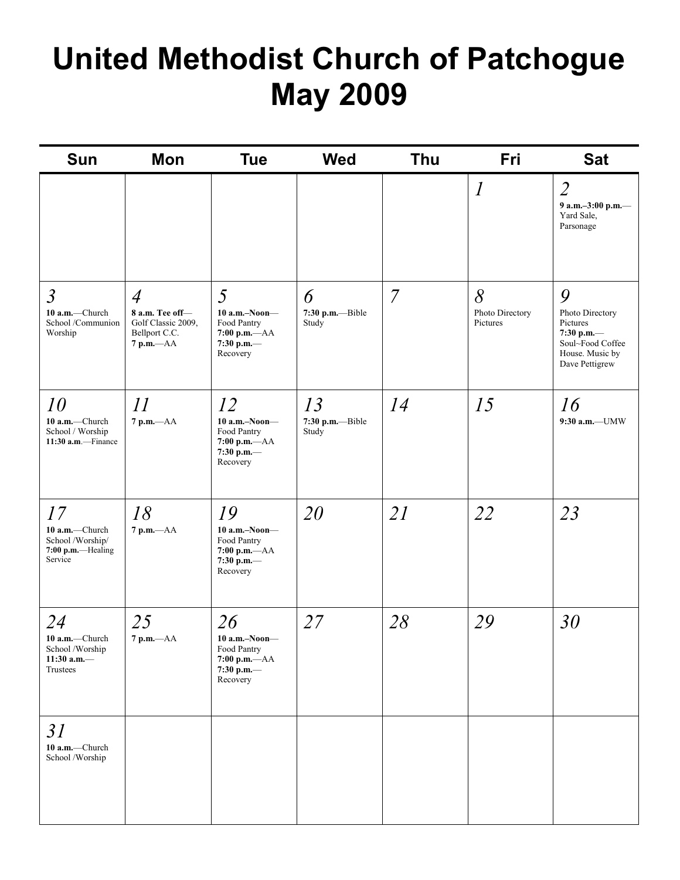# United Methodist Church of Patchogue May 2009

| Sun | Mon | Tue | Wed | Thu | Fri | Sat |
|---|---|---|---|---|---|---|
| | | | | | *1* | *2* **9 a.m.–3:00 p.m.**—Yard Sale, Parsonage |
| *3* **10 a.m.**—Church School /Communion Worship | *4* **8 a.m. Tee off**—Golf Classic 2009, Bellport C.C. **7 p.m.**—AA | *5* **10 a.m.–Noon**—Food Pantry **7:00 p.m.**—AA **7:30 p.m.**—Recovery | *6* **7:30 p.m.**—Bible Study | *7* | *8* Photo Directory Pictures | *9* Photo Directory Pictures **7:30 p.m.**—Soul~Food Coffee House. Music by Dave Pettigrew |
| *10* **10 a.m.**—Church School / Worship **11:30 a.m**.—Finance | *11* **7 p.m.**—AA | *12* **10 a.m.–Noon**—Food Pantry **7:00 p.m.**—AA **7:30 p.m.**—Recovery | *13* **7:30 p.m.**—Bible Study | *14* | *15* | *16* **9:30 a.m.**—UMW |
| *17* **10 a.m.**—Church School /Worship/ **7:00 p.m.**—Healing Service | *18* **7 p.m.**—AA | *19* **10 a.m.–Noon**—Food Pantry **7:00 p.m.**—AA **7:30 p.m.**—Recovery | *20* | *21* | *22* | *23* |
| *24* **10 a.m.**—Church School /Worship **11:30 a.m.**—Trustees | *25* **7 p.m.**—AA | *26* **10 a.m.–Noon**—Food Pantry **7:00 p.m.**—AA **7:30 p.m.**—Recovery | *27* | *28* | *29* | *30* |
| *31* **10 a.m.**—Church School /Worship | | | | | | |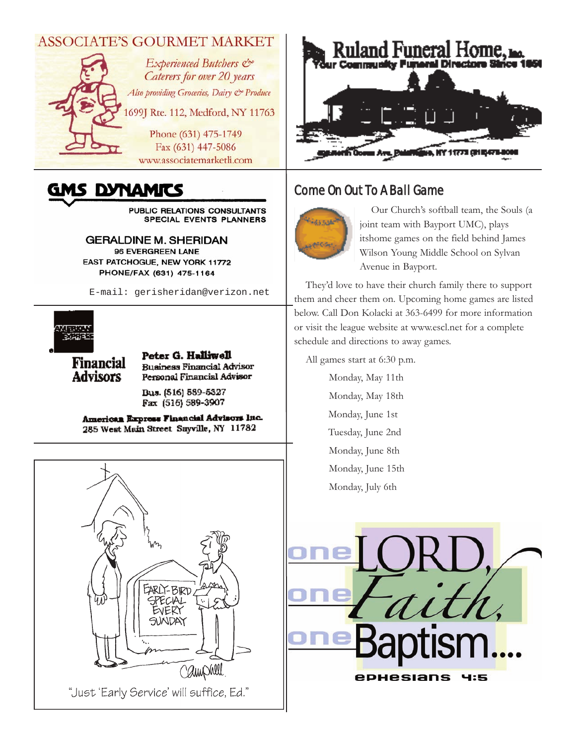ASSOCIATE'S GOURMET MARKET

*Experienced Butchers & Caterers for over 20 years*

*Also providing Groceries, Dairy & Produce*

1699J Rte. 112, Medford, NY 11763

Phone (631) 475-1749
Fax (631) 447-5086
www.associatemarketli.com

Ruland Funeral Home, Inc.
Your Community Funeral Directors Since 1850

GMS DYNAMICS

PUBLIC RELATIONS CONSULTANTS
SPECIAL EVENTS PLANNERS

GERALDINE M. SHERIDAN
96 EVERGREEN LANE
EAST PATCHOGUE, NEW YORK 11772
PHONE/FAX (631) 475-1164

E-mail: gerisheridan@verizon.net

## Come On Out To A Ball Game

Our Church's softball team, the Souls (a joint team with Bayport UMC), plays itshome games on the field behind James Wilson Young Middle School on Sylvan Avenue in Bayport.

They'd love to have their church family there to support them and cheer them on. Upcoming home games are listed below. Call Don Kolacki at 363-6499 for more information or visit the league website at www.escl.net for a complete schedule and directions to away games.

All games start at 6:30 p.m.

- Monday, May 11th
- Monday, May 18th
- Monday, June 1st
- Tuesday, June 2nd
- Monday, June 8th
- Monday, June 15th
- Monday, July 6th

American Express Financial Advisors

**Peter G. Halliwell**
Business Financial Advisor
Personal Financial Advisor

Bus. (516) 589-5327
Fax (516) 589-3907

**American Express Financial Advisors Inc.**
285 West Main Street Sayville, NY 11782

"Just 'Early Service' will suffice, Ed."

one LORD, one *Faith*, one Baptism....

Ephesians 4:5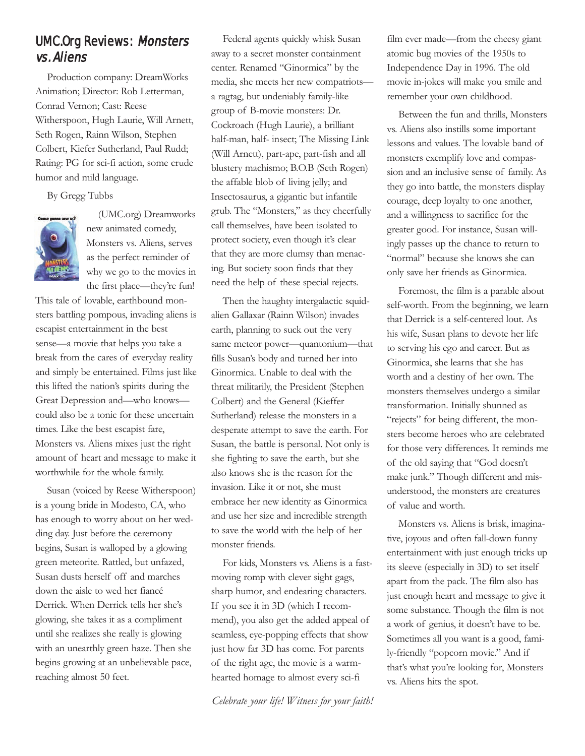## UMC.Org Reviews: *Monsters vs. Aliens*

Production company: DreamWorks Animation; Director: Rob Letterman, Conrad Vernon; Cast: Reese Witherspoon, Hugh Laurie, Will Arnett, Seth Rogen, Rainn Wilson, Stephen Colbert, Kiefer Sutherland, Paul Rudd; Rating: PG for sci-fi action, some crude humor and mild language.

By Gregg Tubbs

(UMC.org) Dreamworks new animated comedy, Monsters vs. Aliens, serves as the perfect reminder of why we go to the movies in the first place—they're fun! This tale of lovable, earthbound monsters battling pompous, invading aliens is escapist entertainment in the best sense—a movie that helps you take a break from the cares of everyday reality and simply be entertained. Films just like this lifted the nation's spirits during the Great Depression and—who knows—could also be a tonic for these uncertain times. Like the best escapist fare, Monsters vs. Aliens mixes just the right amount of heart and message to make it worthwhile for the whole family.

Susan (voiced by Reese Witherspoon) is a young bride in Modesto, CA, who has enough to worry about on her wedding day. Just before the ceremony begins, Susan is walloped by a glowing green meteorite. Rattled, but unfazed, Susan dusts herself off and marches down the aisle to wed her fiancé Derrick. When Derrick tells her she's glowing, she takes it as a compliment until she realizes she really is glowing with an unearthly green haze. Then she begins growing at an unbelievable pace, reaching almost 50 feet.

Federal agents quickly whisk Susan away to a secret monster containment center. Renamed "Ginormica" by the media, she meets her new compatriots—a ragtag, but undeniably family-like group of B-movie monsters: Dr. Cockroach (Hugh Laurie), a brilliant half-man, half- insect; The Missing Link (Will Arnett), part-ape, part-fish and all blustery machismo; B.O.B (Seth Rogen) the affable blob of living jelly; and Insectosaurus, a gigantic but infantile grub. The "Monsters," as they cheerfully call themselves, have been isolated to protect society, even though it's clear that they are more clumsy than menacing. But society soon finds that they need the help of these special rejects.

Then the haughty intergalactic squid-alien Gallaxar (Rainn Wilson) invades earth, planning to suck out the very same meteor power—quantonium—that fills Susan's body and turned her into Ginormica. Unable to deal with the threat militarily, the President (Stephen Colbert) and the General (Kieffer Sutherland) release the monsters in a desperate attempt to save the earth. For Susan, the battle is personal. Not only is she fighting to save the earth, but she also knows she is the reason for the invasion. Like it or not, she must embrace her new identity as Ginormica and use her size and incredible strength to save the world with the help of her monster friends.

For kids, Monsters vs. Aliens is a fast-moving romp with clever sight gags, sharp humor, and endearing characters. If you see it in 3D (which I recommend), you also get the added appeal of seamless, eye-popping effects that show just how far 3D has come. For parents of the right age, the movie is a warm-hearted homage to almost every sci-fi film ever made—from the cheesy giant atomic bug movies of the 1950s to Independence Day in 1996. The old movie in-jokes will make you smile and remember your own childhood.

Between the fun and thrills, Monsters vs. Aliens also instills some important lessons and values. The lovable band of monsters exemplify love and compassion and an inclusive sense of family. As they go into battle, the monsters display courage, deep loyalty to one another, and a willingness to sacrifice for the greater good. For instance, Susan willingly passes up the chance to return to "normal" because she knows she can only save her friends as Ginormica.

Foremost, the film is a parable about self-worth. From the beginning, we learn that Derrick is a self-centered lout. As his wife, Susan plans to devote her life to serving his ego and career. But as Ginormica, she learns that she has worth and a destiny of her own. The monsters themselves undergo a similar transformation. Initially shunned as "rejects" for being different, the monsters become heroes who are celebrated for those very differences. It reminds me of the old saying that "God doesn't make junk." Though different and misunderstood, the monsters are creatures of value and worth.

Monsters vs. Aliens is brisk, imaginative, joyous and often fall-down funny entertainment with just enough tricks up its sleeve (especially in 3D) to set itself apart from the pack. The film also has just enough heart and message to give it some substance. Though the film is not a work of genius, it doesn't have to be. Sometimes all you want is a good, family-friendly "popcorn movie." And if that's what you're looking for, Monsters vs. Aliens hits the spot.

*Celebrate your life! Witness for your faith!*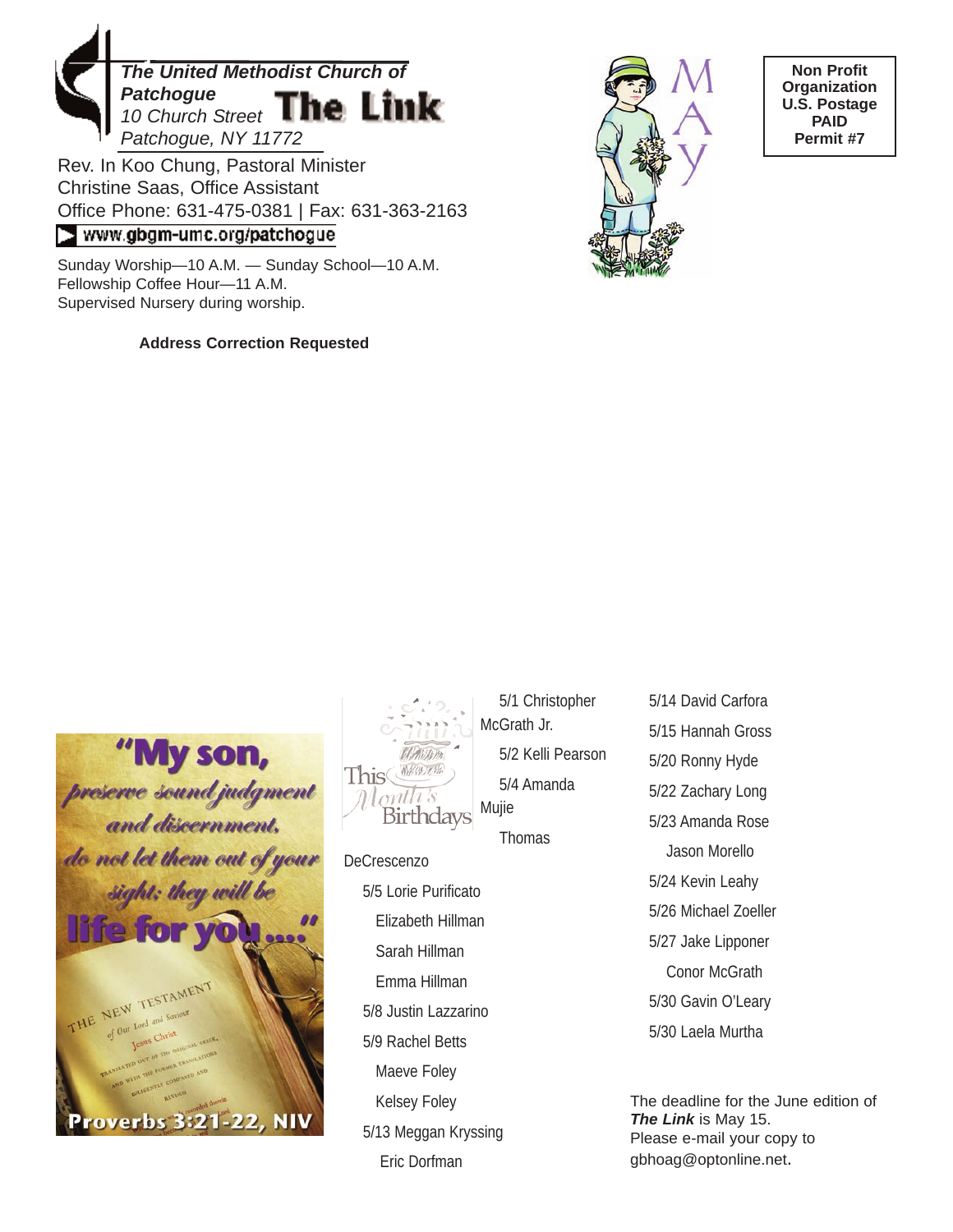*The United Methodist Church of Patchogue*
*10 Church Street*
*Patchogue, NY 11772*

# The Link

Rev. In Koo Chung, Pastoral Minister
Christine Saas, Office Assistant
Office Phone: 631-475-0381 | Fax: 631-363-2163
www.gbgm-umc.org/patchogue

Sunday Worship—10 A.M. — Sunday School—10 A.M.
Fellowship Coffee Hour—11 A.M.
Supervised Nursery during worship.

**Address Correction Requested**

MAY

**Non Profit Organization U.S. Postage PAID Permit #7**

"My son, preserve sound judgment and discernment, do not let them out of your sight; they will be life for you...."
Proverbs 3:21-22, NIV

## This Month's Birthdays

5/1 Christopher McGrath Jr.
5/2 Kelli Pearson
5/4 Amanda Mujie
Thomas DeCrescenzo
5/5 Lorie Purificato
Elizabeth Hillman
Sarah Hillman
Emma Hillman
5/8 Justin Lazzarino
5/9 Rachel Betts
Maeve Foley
Kelsey Foley
5/13 Meggan Kryssing
Eric Dorfman
5/14 David Carfora
5/15 Hannah Gross
5/20 Ronny Hyde
5/22 Zachary Long
5/23 Amanda Rose
Jason Morello
5/24 Kevin Leahy
5/26 Michael Zoeller
5/27 Jake Lipponer
Conor McGrath
5/30 Gavin O'Leary
5/30 Laela Murtha

The deadline for the June edition of ***The Link*** is May 15.
Please e-mail your copy to gbhoag@optonline.net.